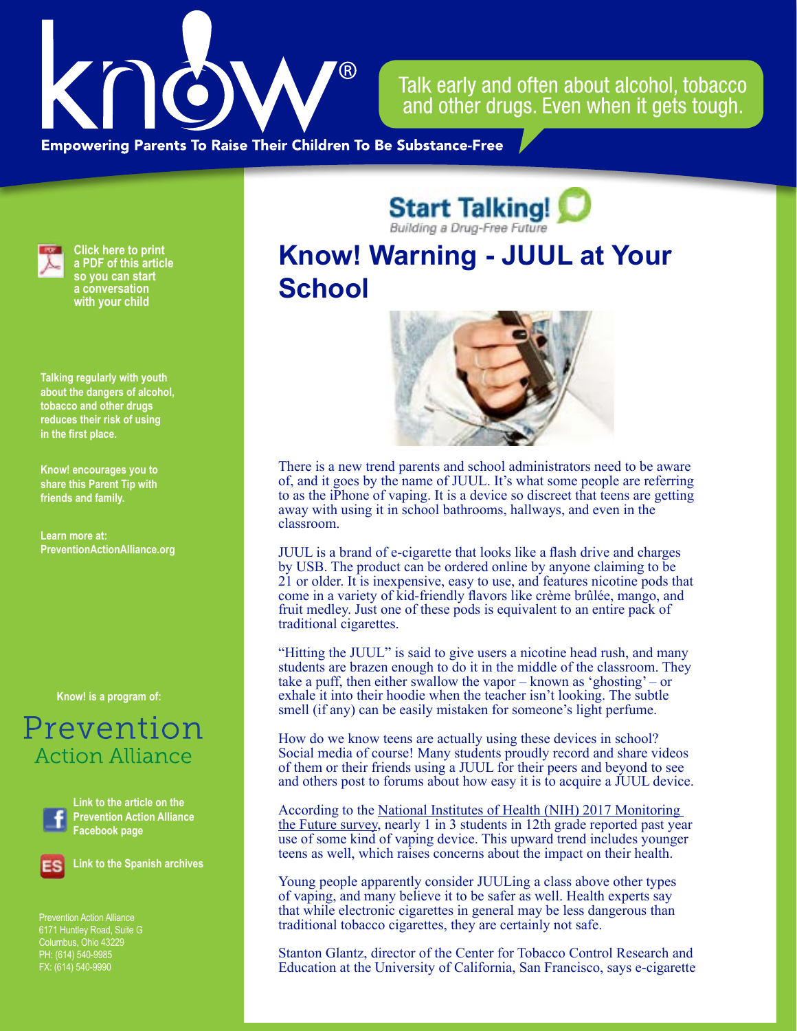Talk early and often about alcohol, tobacco and other drugs. Even when it gets tough.

Empowering Parents To Raise Their Children To Be Substance-Free

Start Talking! Building a Drug-Free Future

# Know! Warning - JUUL at Your School

There is a new trend parents and school administrators need to be aware of, and it goes by the name of JUUL. It's what some people are referring to as the iPhone of vaping. It is a device so discreet that teens are getting away with using it in school bathrooms, hallways, and even in the classroom.

JUUL is a brand of e-cigarette that looks like a flash drive and charges by USB. The product can be ordered online by anyone claiming to be 21 or older. It is inexpensive, easy to use, and features nicotine pods that come in a variety of kid-friendly flavors like crème brûlée, mango, and fruit medley. Just one of these pods is equivalent to an entire pack of traditional cigarettes.

"Hitting the JUUL" is said to give users a nicotine head rush, and many students are brazen enough to do it in the middle of the classroom. They take a puff, then either swallow the vapor – known as 'ghosting' – or exhale it into their hoodie when the teacher isn't looking. The subtle smell (if any) can be easily mistaken for someone's light perfume.

How do we know teens are actually using these devices in school? Social media of course! Many students proudly record and share videos of them or their friends using a JUUL for their peers and beyond to see and others post to forums about how easy it is to acquire a JUUL device.

According to the National Institutes of Health (NIH) 2017 Monitoring the Future survey, nearly 1 in 3 students in 12th grade reported past year use of some kind of vaping device. This upward trend includes younger teens as well, which raises concerns about the impact on their health.

Young people apparently consider JUULing a class above other types of vaping, and many believe it to be safer as well. Health experts say that while electronic cigarettes in general may be less dangerous than traditional tobacco cigarettes, they are certainly not safe.

Stanton Glantz, director of the Center for Tobacco Control Research and Education at the University of California, San Francisco, says e-cigarette

**Click here to print a PDF of this article so you can start a conversation with your child**

**Talking regularly with youth about the dangers of alcohol, tobacco and other drugs reduces their risk of using in the first place.**

**Know! encourages you to share this Parent Tip with friends and family.**

**Learn more at: PreventionActionAlliance.org**

**Know! is a program of:**

Prevention Action Alliance

**Link to the article on the Prevention Action Alliance Facebook page**

**Link to the Spanish archives**

Prevention Action Alliance
6171 Huntley Road, Suite G
Columbus, Ohio 43229
PH: (614) 540-9985
FX: (614) 540-9990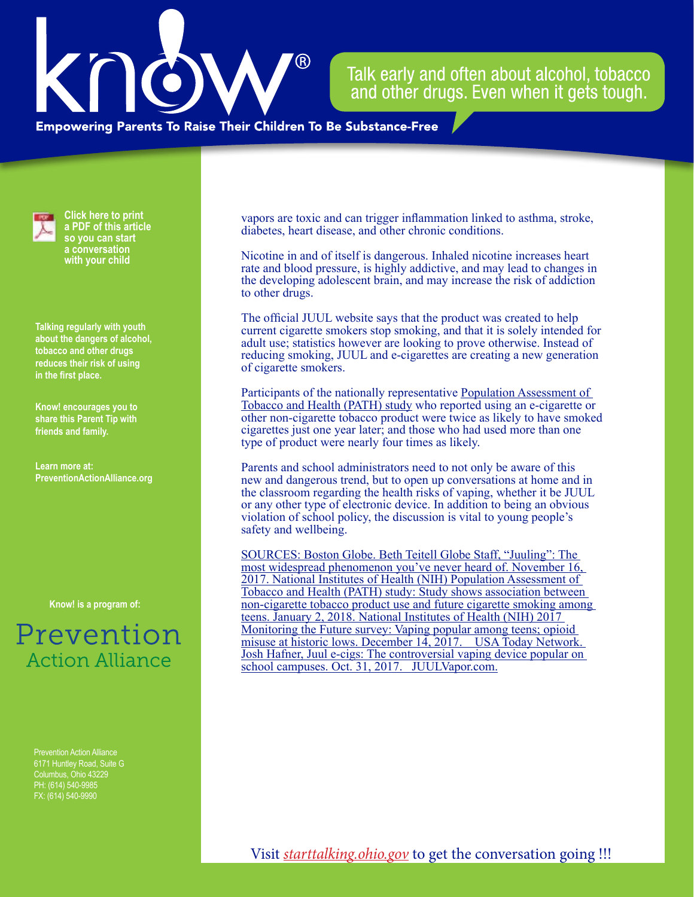# Know!®

Talk early and often about alcohol, tobacco and other drugs. Even when it gets tough.

**Empowering Parents To Raise Their Children To Be Substance-Free**

**Click here to print a PDF of this article so you can start a conversation with your child**

**Talking regularly with youth about the dangers of alcohol, tobacco and other drugs reduces their risk of using in the first place.**

**Know! encourages you to share this Parent Tip with friends and family.**

**Learn more at: PreventionActionAlliance.org**

**Know! is a program of:**

Prevention Action Alliance

Prevention Action Alliance
6171 Huntley Road, Suite G
Columbus, Ohio 43229
PH: (614) 540-9985
FX: (614) 540-9990

vapors are toxic and can trigger inflammation linked to asthma, stroke, diabetes, heart disease, and other chronic conditions.

Nicotine in and of itself is dangerous. Inhaled nicotine increases heart rate and blood pressure, is highly addictive, and may lead to changes in the developing adolescent brain, and may increase the risk of addiction to other drugs.

The official JUUL website says that the product was created to help current cigarette smokers stop smoking, and that it is solely intended for adult use; statistics however are looking to prove otherwise. Instead of reducing smoking, JUUL and e-cigarettes are creating a new generation of cigarette smokers.

Participants of the nationally representative Population Assessment of Tobacco and Health (PATH) study who reported using an e-cigarette or other non-cigarette tobacco product were twice as likely to have smoked cigarettes just one year later; and those who had used more than one type of product were nearly four times as likely.

Parents and school administrators need to not only be aware of this new and dangerous trend, but to open up conversations at home and in the classroom regarding the health risks of vaping, whether it be JUUL or any other type of electronic device. In addition to being an obvious violation of school policy, the discussion is vital to young people's safety and wellbeing.

SOURCES: Boston Globe. Beth Teitell Globe Staff, "Juuling": The most widespread phenomenon you've never heard of. November 16, 2017. National Institutes of Health (NIH) Population Assessment of Tobacco and Health (PATH) study: Study shows association between non-cigarette tobacco product use and future cigarette smoking among teens. January 2, 2018. National Institutes of Health (NIH) 2017 Monitoring the Future survey: Vaping popular among teens; opioid misuse at historic lows. December 14, 2017. USA Today Network. Josh Hafner, Juul e-cigs: The controversial vaping device popular on school campuses. Oct. 31, 2017. JUULVapor.com.

Visit *starttalking.ohio.gov* to get the conversation going !!!